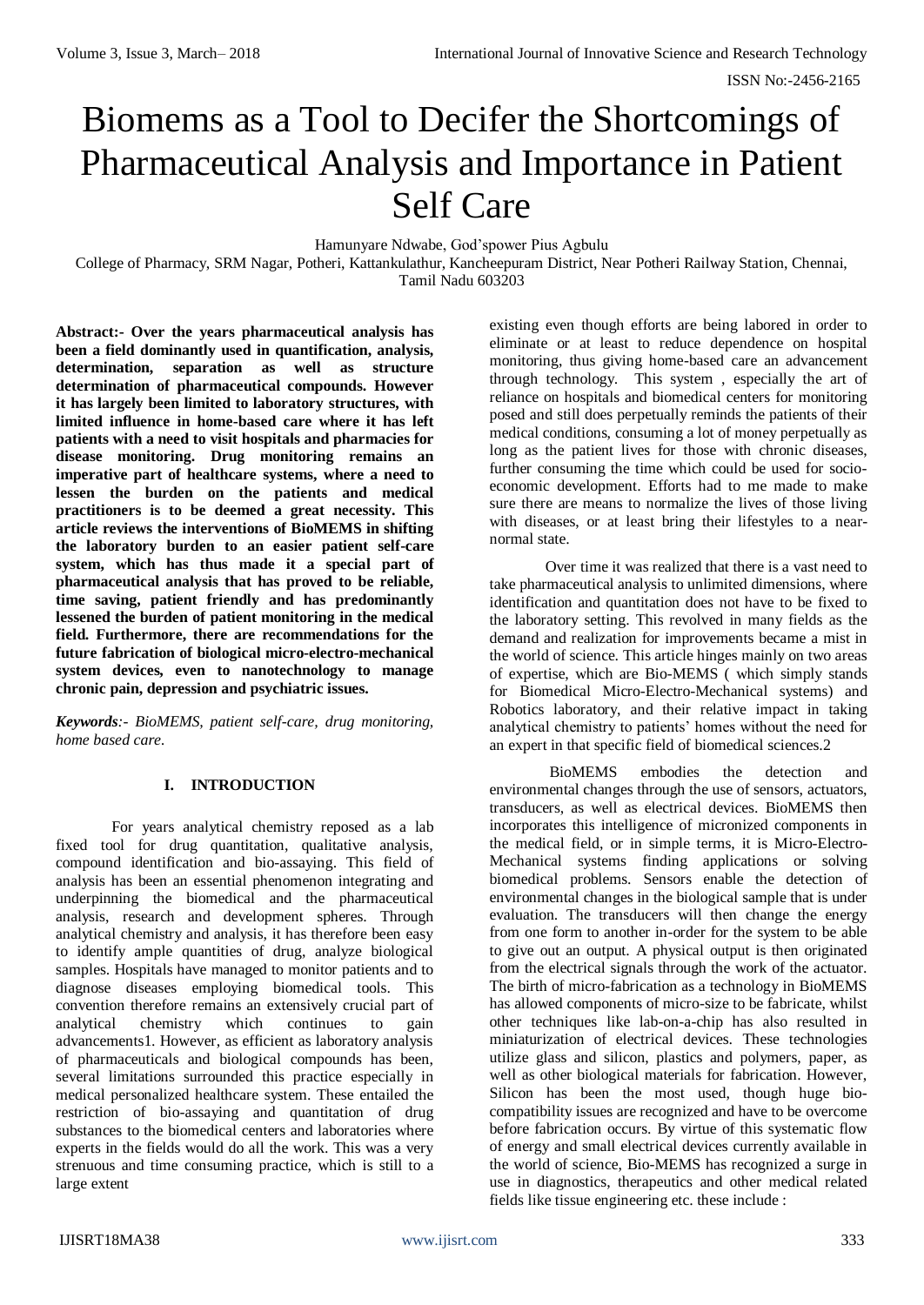# Biomems as a Tool to Decifer the Shortcomings of Pharmaceutical Analysis and Importance in Patient Self Care

Hamunyare Ndwabe, God'spower Pius Agbulu

College of Pharmacy, SRM Nagar, Potheri, Kattankulathur, Kancheepuram District, Near Potheri Railway Station, Chennai, Tamil Nadu 603203

**Abstract:- Over the years pharmaceutical analysis has been a field dominantly used in quantification, analysis, determination, separation as well as structure determination of pharmaceutical compounds. However it has largely been limited to laboratory structures, with limited influence in home-based care where it has left patients with a need to visit hospitals and pharmacies for disease monitoring. Drug monitoring remains an imperative part of healthcare systems, where a need to lessen the burden on the patients and medical practitioners is to be deemed a great necessity. This article reviews the interventions of BioMEMS in shifting the laboratory burden to an easier patient self-care system, which has thus made it a special part of pharmaceutical analysis that has proved to be reliable, time saving, patient friendly and has predominantly lessened the burden of patient monitoring in the medical field. Furthermore, there are recommendations for the future fabrication of biological micro-electro-mechanical system devices, even to nanotechnology to manage chronic pain, depression and psychiatric issues.**

***Keywords**:- BioMEMS, patient self-care, drug monitoring, home based care.*

## I. INTRODUCTION

For years analytical chemistry reposed as a lab fixed tool for drug quantitation, qualitative analysis, compound identification and bio-assaying. This field of analysis has been an essential phenomenon integrating and underpinning the biomedical and the pharmaceutical analysis, research and development spheres. Through analytical chemistry and analysis, it has therefore been easy to identify ample quantities of drug, analyze biological samples. Hospitals have managed to monitor patients and to diagnose diseases employing biomedical tools. This convention therefore remains an extensively crucial part of analytical chemistry which continues to gain advancements1. However, as efficient as laboratory analysis of pharmaceuticals and biological compounds has been, several limitations surrounded this practice especially in medical personalized healthcare system. These entailed the restriction of bio-assaying and quantitation of drug substances to the biomedical centers and laboratories where experts in the fields would do all the work. This was a very strenuous and time consuming practice, which is still to a large extent existing even though efforts are being labored in order to eliminate or at least to reduce dependence on hospital monitoring, thus giving home-based care an advancement through technology. This system , especially the art of reliance on hospitals and biomedical centers for monitoring posed and still does perpetually reminds the patients of their medical conditions, consuming a lot of money perpetually as long as the patient lives for those with chronic diseases, further consuming the time which could be used for socio-economic development. Efforts had to me made to make sure there are means to normalize the lives of those living with diseases, or at least bring their lifestyles to a near-normal state.

Over time it was realized that there is a vast need to take pharmaceutical analysis to unlimited dimensions, where identification and quantitation does not have to be fixed to the laboratory setting. This revolved in many fields as the demand and realization for improvements became a mist in the world of science. This article hinges mainly on two areas of expertise, which are Bio-MEMS ( which simply stands for Biomedical Micro-Electro-Mechanical systems) and Robotics laboratory, and their relative impact in taking analytical chemistry to patients' homes without the need for an expert in that specific field of biomedical sciences.2

BioMEMS embodies the detection and environmental changes through the use of sensors, actuators, transducers, as well as electrical devices. BioMEMS then incorporates this intelligence of micronized components in the medical field, or in simple terms, it is Micro-Electro-Mechanical systems finding applications or solving biomedical problems. Sensors enable the detection of environmental changes in the biological sample that is under evaluation. The transducers will then change the energy from one form to another in-order for the system to be able to give out an output. A physical output is then originated from the electrical signals through the work of the actuator. The birth of micro-fabrication as a technology in BioMEMS has allowed components of micro-size to be fabricate, whilst other techniques like lab-on-a-chip has also resulted in miniaturization of electrical devices. These technologies utilize glass and silicon, plastics and polymers, paper, as well as other biological materials for fabrication. However, Silicon has been the most used, though huge bio-compatibility issues are recognized and have to be overcome before fabrication occurs. By virtue of this systematic flow of energy and small electrical devices currently available in the world of science, Bio-MEMS has recognized a surge in use in diagnostics, therapeutics and other medical related fields like tissue engineering etc. these include :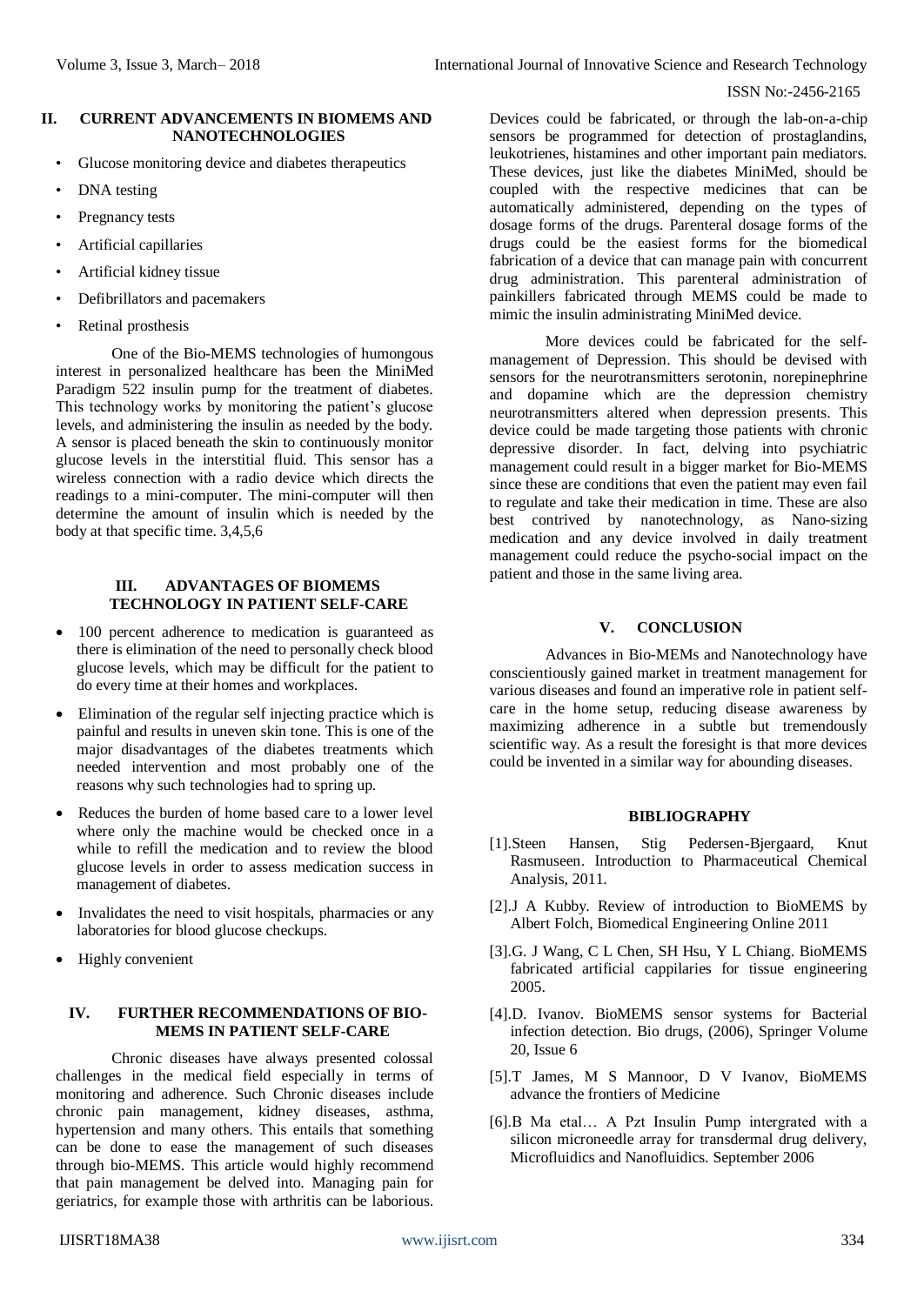## II. CURRENT ADVANCEMENTS IN BIOMEMS AND NANOTECHNOLOGIES

- Glucose monitoring device and diabetes therapeutics
- DNA testing
- Pregnancy tests
- Artificial capillaries
- Artificial kidney tissue
- Defibrillators and pacemakers
- Retinal prosthesis

One of the Bio-MEMS technologies of humongous interest in personalized healthcare has been the MiniMed Paradigm 522 insulin pump for the treatment of diabetes. This technology works by monitoring the patient's glucose levels, and administering the insulin as needed by the body. A sensor is placed beneath the skin to continuously monitor glucose levels in the interstitial fluid. This sensor has a wireless connection with a radio device which directs the readings to a mini-computer. The mini-computer will then determine the amount of insulin which is needed by the body at that specific time. 3,4,5,6

## III. ADVANTAGES OF BIOMEMS TECHNOLOGY IN PATIENT SELF-CARE

- 100 percent adherence to medication is guaranteed as there is elimination of the need to personally check blood glucose levels, which may be difficult for the patient to do every time at their homes and workplaces.
- Elimination of the regular self injecting practice which is painful and results in uneven skin tone. This is one of the major disadvantages of the diabetes treatments which needed intervention and most probably one of the reasons why such technologies had to spring up.
- Reduces the burden of home based care to a lower level where only the machine would be checked once in a while to refill the medication and to review the blood glucose levels in order to assess medication success in management of diabetes.
- Invalidates the need to visit hospitals, pharmacies or any laboratories for blood glucose checkups.
- Highly convenient

## IV. FURTHER RECOMMENDATIONS OF BIO-MEMS IN PATIENT SELF-CARE

Chronic diseases have always presented colossal challenges in the medical field especially in terms of monitoring and adherence. Such Chronic diseases include chronic pain management, kidney diseases, asthma, hypertension and many others. This entails that something can be done to ease the management of such diseases through bio-MEMS. This article would highly recommend that pain management be delved into. Managing pain for geriatrics, for example those with arthritis can be laborious. Devices could be fabricated, or through the lab-on-a-chip sensors be programmed for detection of prostaglandins, leukotrienes, histamines and other important pain mediators. These devices, just like the diabetes MiniMed, should be coupled with the respective medicines that can be automatically administered, depending on the types of dosage forms of the drugs. Parenteral dosage forms of the drugs could be the easiest forms for the biomedical fabrication of a device that can manage pain with concurrent drug administration. This parenteral administration of painkillers fabricated through MEMS could be made to mimic the insulin administrating MiniMed device.

More devices could be fabricated for the self-management of Depression. This should be devised with sensors for the neurotransmitters serotonin, norepinephrine and dopamine which are the depression chemistry neurotransmitters altered when depression presents. This device could be made targeting those patients with chronic depressive disorder. In fact, delving into psychiatric management could result in a bigger market for Bio-MEMS since these are conditions that even the patient may even fail to regulate and take their medication in time. These are also best contrived by nanotechnology, as Nano-sizing medication and any device involved in daily treatment management could reduce the psycho-social impact on the patient and those in the same living area.

## V. CONCLUSION

Advances in Bio-MEMs and Nanotechnology have conscientiously gained market in treatment management for various diseases and found an imperative role in patient self-care in the home setup, reducing disease awareness by maximizing adherence in a subtle but tremendously scientific way. As a result the foresight is that more devices could be invented in a similar way for abounding diseases.

## BIBLIOGRAPHY

[1]. Steen Hansen, Stig Pedersen-Bjergaard, Knut Rasmuseen. Introduction to Pharmaceutical Chemical Analysis, 2011.

[2]. J A Kubby. Review of introduction to BioMEMS by Albert Folch, Biomedical Engineering Online 2011

[3]. G. J Wang, C L Chen, SH Hsu, Y L Chiang. BioMEMS fabricated artificial cappilaries for tissue engineering 2005.

[4]. D. Ivanov. BioMEMS sensor systems for Bacterial infection detection. Bio drugs, (2006), Springer Volume 20, Issue 6

[5]. T James, M S Mannoor, D V Ivanov, BioMEMS advance the frontiers of Medicine

[6]. B Ma etal… A Pzt Insulin Pump intergrated with a silicon microneedle array for transdermal drug delivery, Microfluidics and Nanofluidics. September 2006